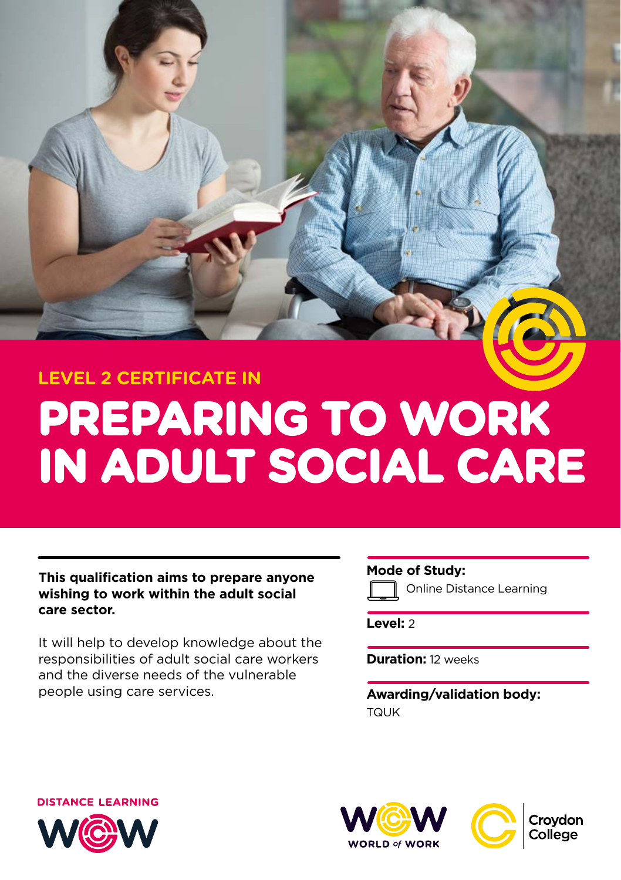## LEVEL 2 CERTIFICATE IN

# PREPARING TO WORK IN ADULT SOCIAL CARE

**This qualification aims to prepare anyone wishing to work within the adult social care sector.**

It will help to develop knowledge about the responsibilities of adult social care workers and the diverse needs of the vulnerable people using care services.

**Mode of Study:**
Online Distance Learning

**Level:** 2

**Duration:** 12 weeks

**Awarding/validation body:**
TQUK

DISTANCE LEARNING

WOW

WOW WORLD of WORK

Croydon College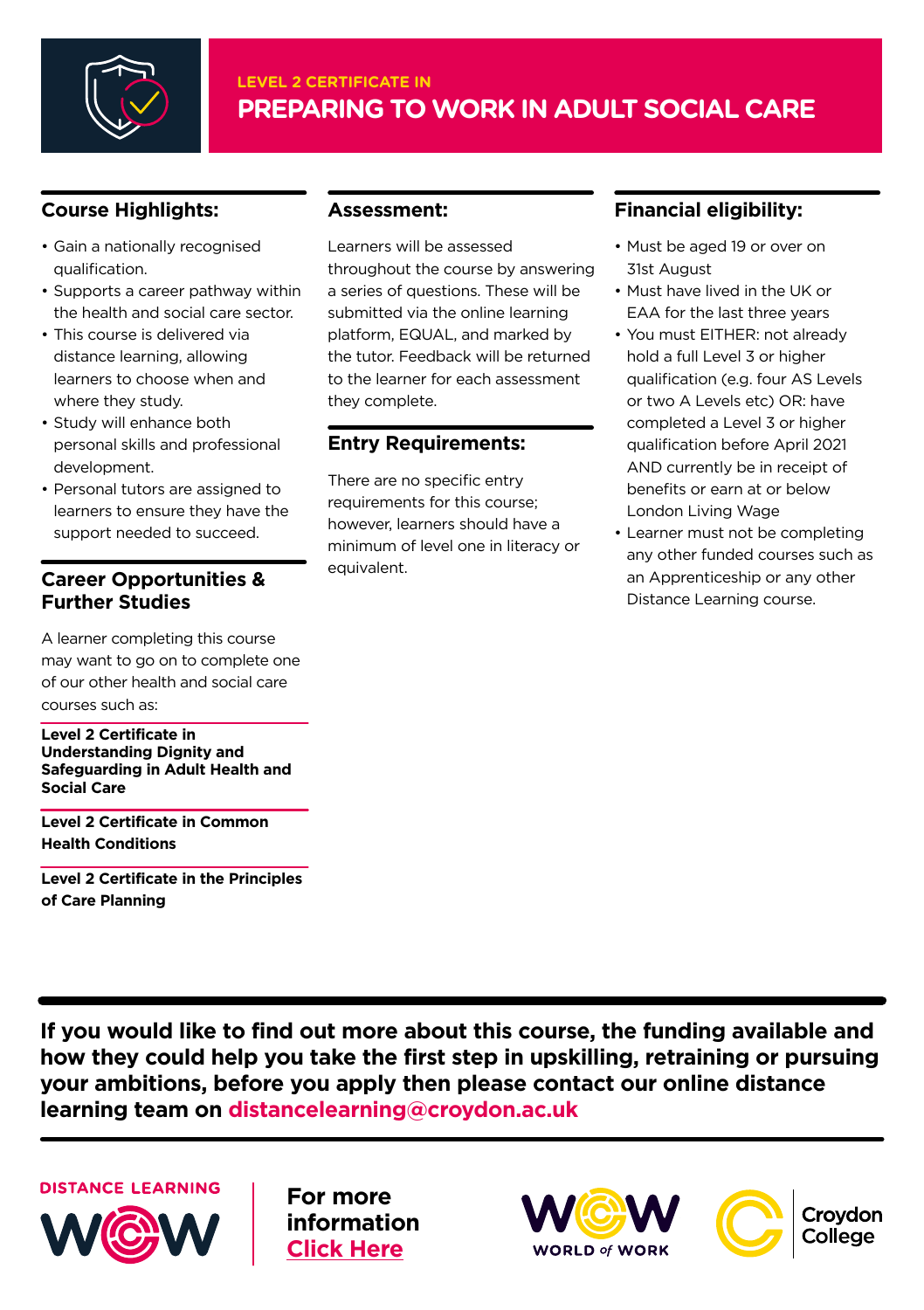LEVEL 2 CERTIFICATE IN

# PREPARING TO WORK IN ADULT SOCIAL CARE

## Course Highlights:

- Gain a nationally recognised qualification.
- Supports a career pathway within the health and social care sector.
- This course is delivered via distance learning, allowing learners to choose when and where they study.
- Study will enhance both personal skills and professional development.
- Personal tutors are assigned to learners to ensure they have the support needed to succeed.

## Career Opportunities & Further Studies

A learner completing this course may want to go on to complete one of our other health and social care courses such as:

**Level 2 Certificate in Understanding Dignity and Safeguarding in Adult Health and Social Care**

**Level 2 Certificate in Common Health Conditions**

**Level 2 Certificate in the Principles of Care Planning**

## Assessment:

Learners will be assessed throughout the course by answering a series of questions. These will be submitted via the online learning platform, EQUAL, and marked by the tutor. Feedback will be returned to the learner for each assessment they complete.

## Entry Requirements:

There are no specific entry requirements for this course; however, learners should have a minimum of level one in literacy or equivalent.

## Financial eligibility:

- Must be aged 19 or over on 31st August
- Must have lived in the UK or EAA for the last three years
- You must EITHER: not already hold a full Level 3 or higher qualification (e.g. four AS Levels or two A Levels etc) OR: have completed a Level 3 or higher qualification before April 2021 AND currently be in receipt of benefits or earn at or below London Living Wage
- Learner must not be completing any other funded courses such as an Apprenticeship or any other Distance Learning course.

**If you would like to find out more about this course, the funding available and how they could help you take the first step in upskilling, retraining or pursuing your ambitions, before you apply then please contact our online distance learning team on distancelearning@croydon.ac.uk**

DISTANCE LEARNING WOW

**For more information Click Here**

WOW WORLD of WORK

Croydon College